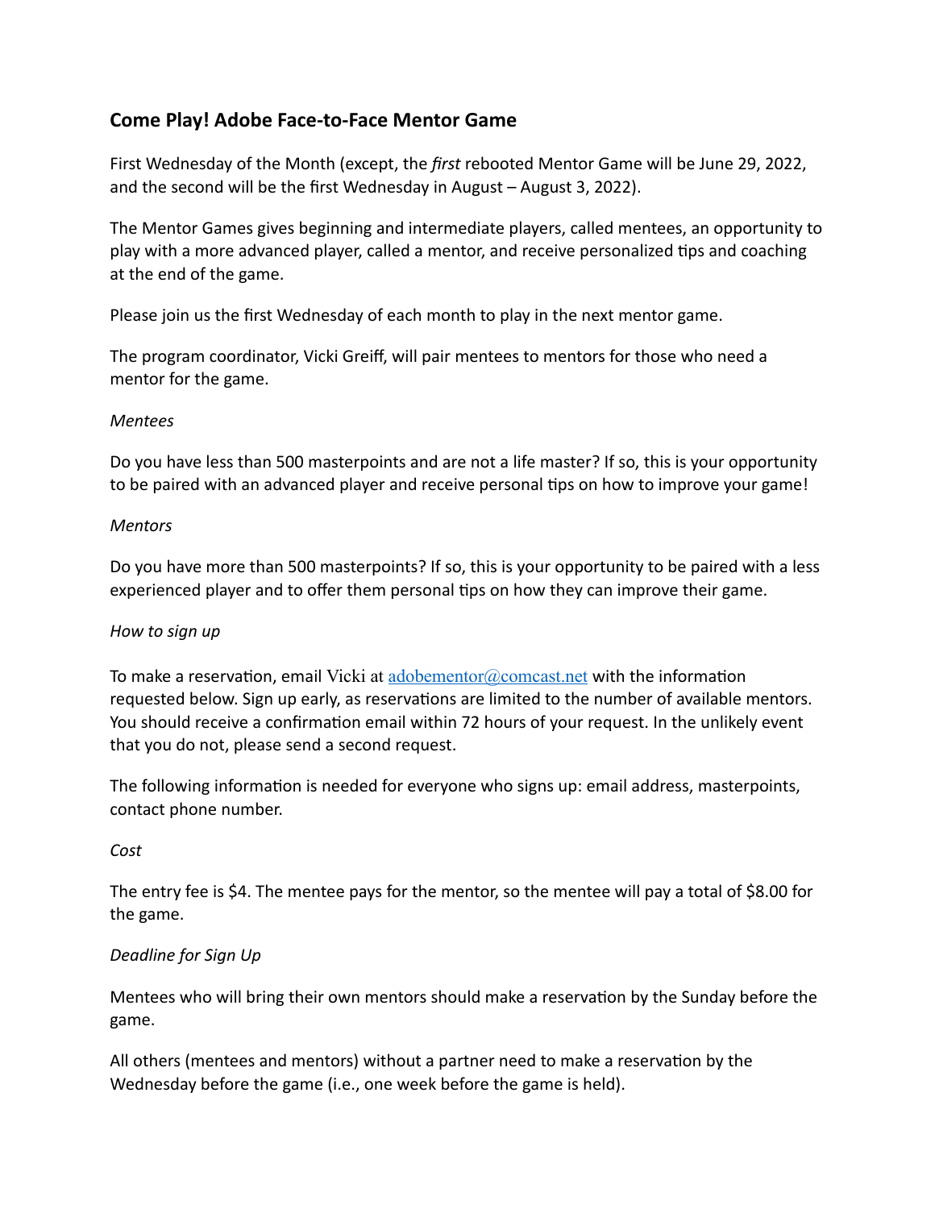## Come Play! Adobe Face-to-Face Mentor Game

First Wednesday of the Month (except, the *first* rebooted Mentor Game will be June 29, 2022, and the second will be the first Wednesday in August – August 3, 2022).

The Mentor Games gives beginning and intermediate players, called mentees, an opportunity to play with a more advanced player, called a mentor, and receive personalized tips and coaching at the end of the game.

Please join us the first Wednesday of each month to play in the next mentor game.

The program coordinator, Vicki Greiff, will pair mentees to mentors for those who need a mentor for the game.

*Mentees*

Do you have less than 500 masterpoints and are not a life master? If so, this is your opportunity to be paired with an advanced player and receive personal tips on how to improve your game!

*Mentors*

Do you have more than 500 masterpoints? If so, this is your opportunity to be paired with a less experienced player and to offer them personal tips on how they can improve their game.

*How to sign up*

To make a reservation, email Vicki at adobementor@comcast.net with the information requested below. Sign up early, as reservations are limited to the number of available mentors. You should receive a confirmation email within 72 hours of your request. In the unlikely event that you do not, please send a second request.

The following information is needed for everyone who signs up: email address, masterpoints, contact phone number.

*Cost*

The entry fee is $4. The mentee pays for the mentor, so the mentee will pay a total of $8.00 for the game.

*Deadline for Sign Up*

Mentees who will bring their own mentors should make a reservation by the Sunday before the game.

All others (mentees and mentors) without a partner need to make a reservation by the Wednesday before the game (i.e., one week before the game is held).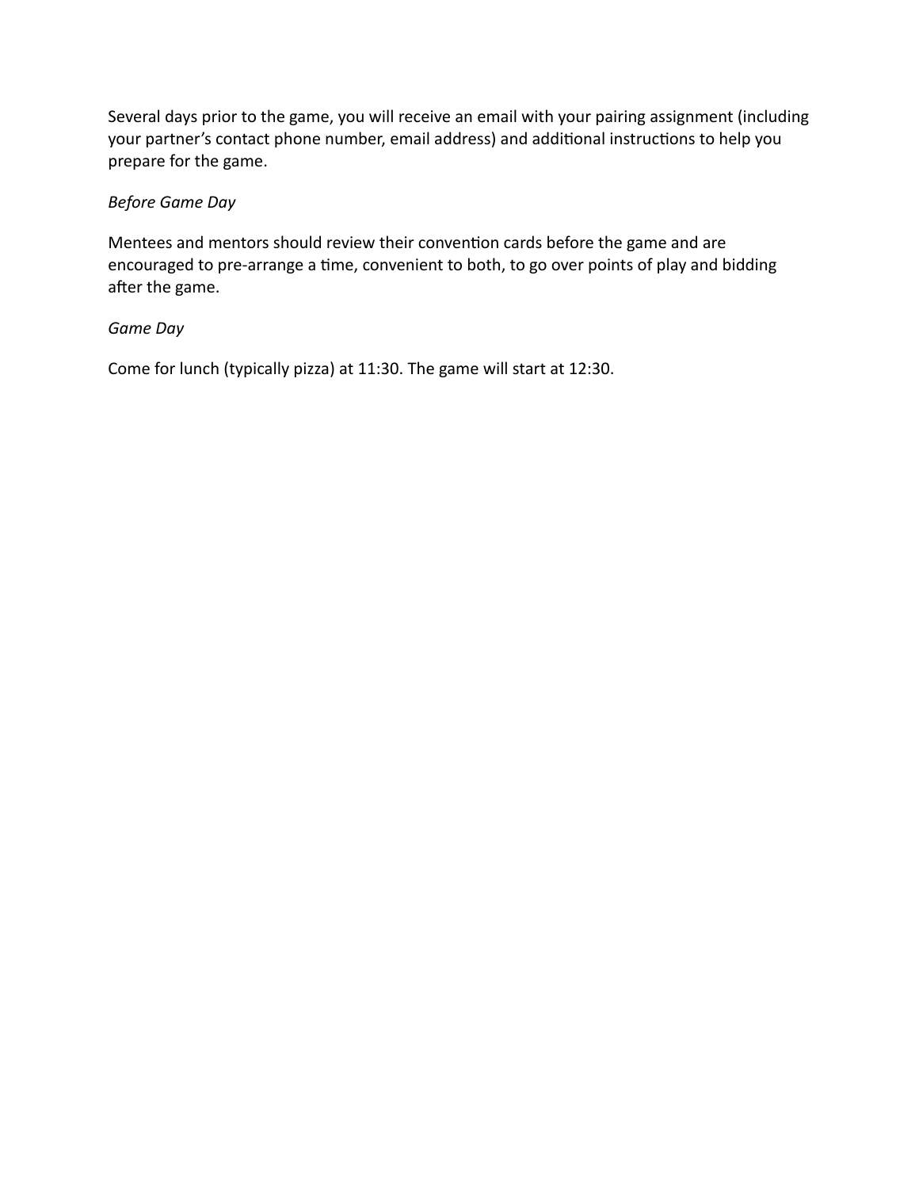Several days prior to the game, you will receive an email with your pairing assignment (including your partner's contact phone number, email address) and additional instructions to help you prepare for the game.

*Before Game Day*

Mentees and mentors should review their convention cards before the game and are encouraged to pre-arrange a time, convenient to both, to go over points of play and bidding after the game.

*Game Day*

Come for lunch (typically pizza) at 11:30. The game will start at 12:30.